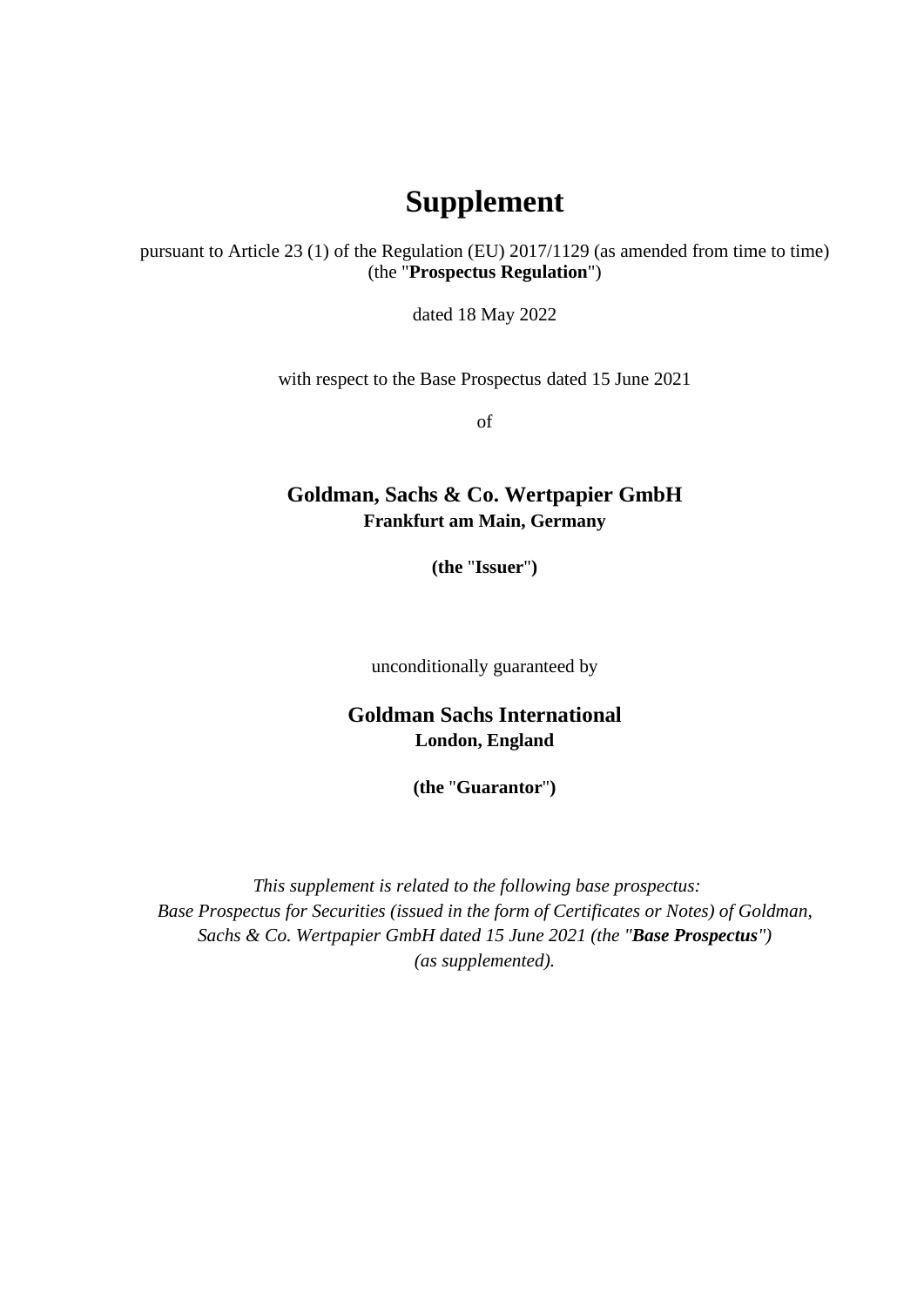# Supplement

pursuant to Article 23 (1) of the Regulation (EU) 2017/1129 (as amended from time to time) (the "**Prospectus Regulation**")

dated 18 May 2022

with respect to the Base Prospectus dated 15 June 2021

of

**Goldman, Sachs & Co. Wertpapier GmbH**
**Frankfurt am Main, Germany**

**(the "Issuer")**

unconditionally guaranteed by

**Goldman Sachs International**
**London, England**

**(the "Guarantor")**

*This supplement is related to the following base prospectus: Base Prospectus for Securities (issued in the form of Certificates or Notes) of Goldman, Sachs & Co. Wertpapier GmbH dated 15 June 2021 (the "**Base Prospectus**") (as supplemented).*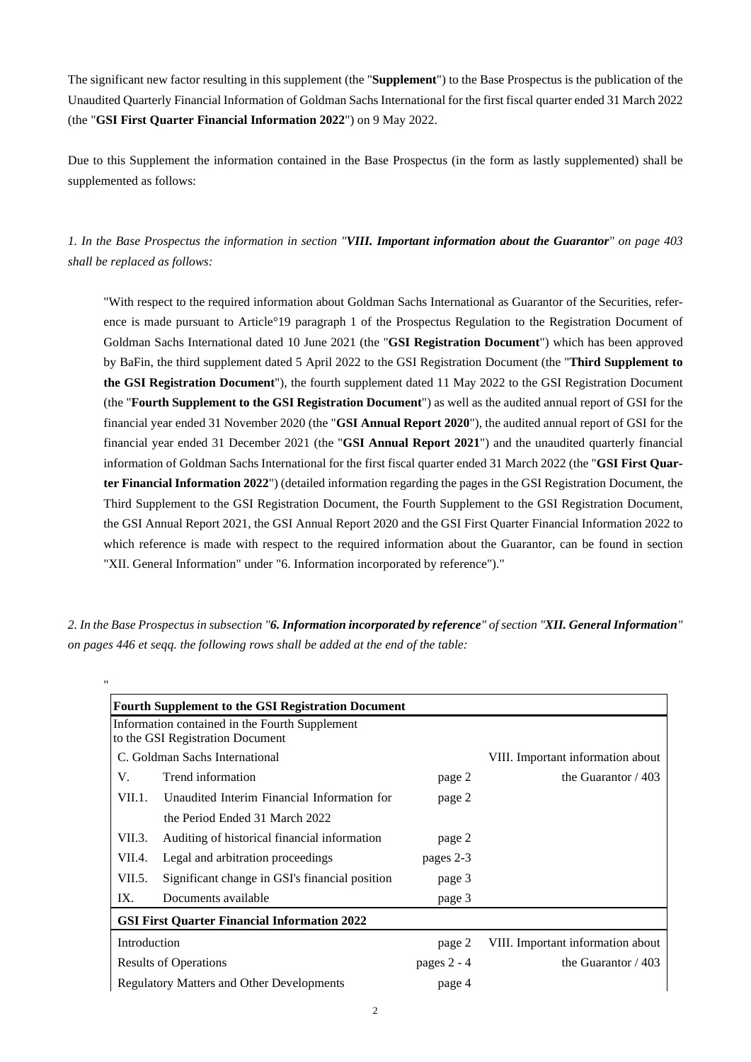The significant new factor resulting in this supplement (the "**Supplement**") to the Base Prospectus is the publication of the Unaudited Quarterly Financial Information of Goldman Sachs International for the first fiscal quarter ended 31 March 2022 (the "**GSI First Quarter Financial Information 2022**") on 9 May 2022.

Due to this Supplement the information contained in the Base Prospectus (in the form as lastly supplemented) shall be supplemented as follows:

*1. In the Base Prospectus the information in section "**VIII. Important information about the Guarantor**" on page 403 shall be replaced as follows:*

"With respect to the required information about Goldman Sachs International as Guarantor of the Securities, reference is made pursuant to Article°19 paragraph 1 of the Prospectus Regulation to the Registration Document of Goldman Sachs International dated 10 June 2021 (the "**GSI Registration Document**") which has been approved by BaFin, the third supplement dated 5 April 2022 to the GSI Registration Document (the "**Third Supplement to the GSI Registration Document**"), the fourth supplement dated 11 May 2022 to the GSI Registration Document (the "**Fourth Supplement to the GSI Registration Document**") as well as the audited annual report of GSI for the financial year ended 31 November 2020 (the "**GSI Annual Report 2020**"), the audited annual report of GSI for the financial year ended 31 December 2021 (the "**GSI Annual Report 2021**") and the unaudited quarterly financial information of Goldman Sachs International for the first fiscal quarter ended 31 March 2022 (the "**GSI First Quarter Financial Information 2022**") (detailed information regarding the pages in the GSI Registration Document, the Third Supplement to the GSI Registration Document, the Fourth Supplement to the GSI Registration Document, the GSI Annual Report 2021, the GSI Annual Report 2020 and the GSI First Quarter Financial Information 2022 to which reference is made with respect to the required information about the Guarantor, can be found in section "XII. General Information" under "6. Information incorporated by reference")."

*2. In the Base Prospectus in subsection "**6. Information incorporated by reference**" of section "**XII. General Information**" on pages 446 et seqq. the following rows shall be added at the end of the table:*

"

| **Fourth Supplement to the GSI Registration Document** | | | |
|---|---|---|---|
| Information contained in the Fourth Supplement to the GSI Registration Document | | | |
| C. Goldman Sachs International | | | VIII. Important information about the Guarantor / 403 |
| V. | Trend information | page 2 | |
| VII.1. | Unaudited Interim Financial Information for the Period Ended 31 March 2022 | page 2 | |
| VII.3. | Auditing of historical financial information | page 2 | |
| VII.4. | Legal and arbitration proceedings | pages 2-3 | |
| VII.5. | Significant change in GSI's financial position | page 3 | |
| IX. | Documents available | page 3 | |
| **GSI First Quarter Financial Information 2022** | | | |
| Introduction | | page 2 | VIII. Important information about the Guarantor / 403 |
| Results of Operations | | pages 2 - 4 | |
| Regulatory Matters and Other Developments | | page 4 | |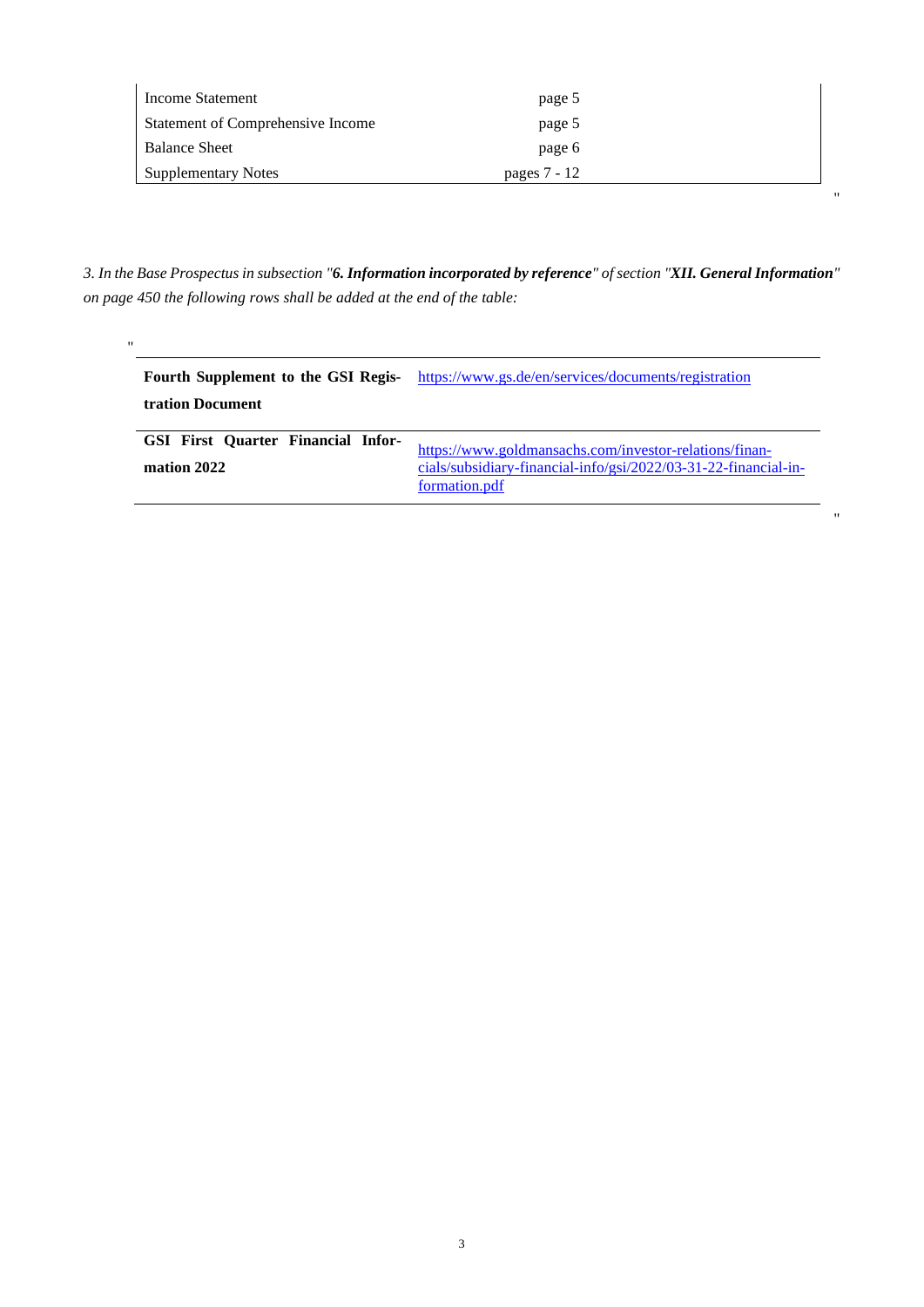| | |
|---|---|
| Income Statement | page 5 |
| Statement of Comprehensive Income | page 5 |
| Balance Sheet | page 6 |
| Supplementary Notes | pages 7 - 12 |

"

*3. In the Base Prospectus in subsection "**6. Information incorporated by reference**" of section "**XII. General Information**" on page 450 the following rows shall be added at the end of the table:*

"

| | |
|---|---|
| **Fourth Supplement to the GSI Registration Document** | https://www.gs.de/en/services/documents/registration |
| **GSI First Quarter Financial Information 2022** | https://www.goldmansachs.com/investor-relations/financials/subsidiary-financial-info/gsi/2022/03-31-22-financial-information.pdf |

"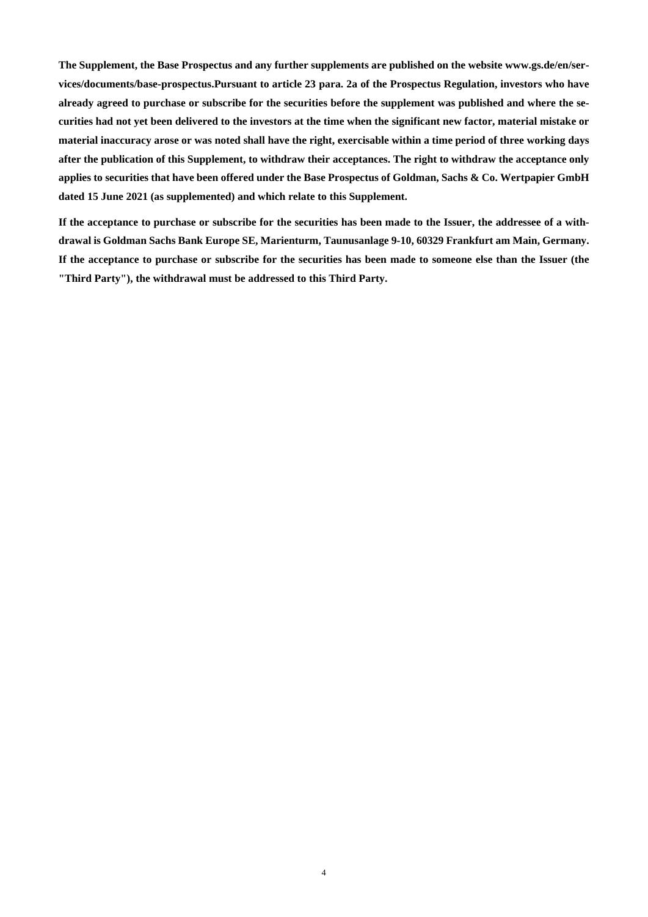**The Supplement, the Base Prospectus and any further supplements are published on the website www.gs.de/en/services/documents/base-prospectus.Pursuant to article 23 para. 2a of the Prospectus Regulation, investors who have already agreed to purchase or subscribe for the securities before the supplement was published and where the securities had not yet been delivered to the investors at the time when the significant new factor, material mistake or material inaccuracy arose or was noted shall have the right, exercisable within a time period of three working days after the publication of this Supplement, to withdraw their acceptances. The right to withdraw the acceptance only applies to securities that have been offered under the Base Prospectus of Goldman, Sachs & Co. Wertpapier GmbH dated 15 June 2021 (as supplemented) and which relate to this Supplement.**

**If the acceptance to purchase or subscribe for the securities has been made to the Issuer, the addressee of a withdrawal is Goldman Sachs Bank Europe SE, Marienturm, Taunusanlage 9-10, 60329 Frankfurt am Main, Germany. If the acceptance to purchase or subscribe for the securities has been made to someone else than the Issuer (the "Third Party"), the withdrawal must be addressed to this Third Party.**